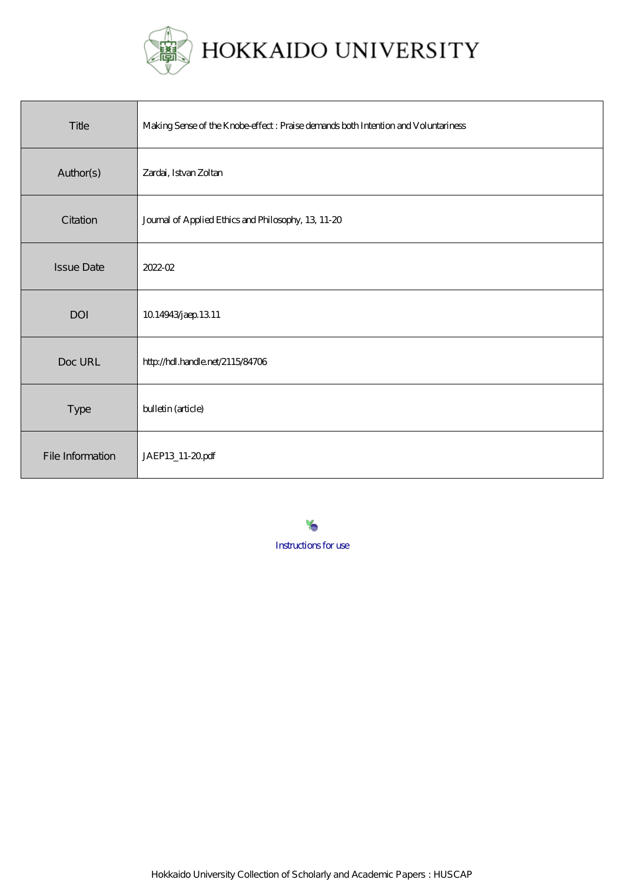# HOKKAIDO UNIVERSITY

| Title | Making Sense of the Knobe-effect : Praise demands both Intention and Voluntariness |
| --- | --- |
| Author(s) | Zardai, Istvan Zoltan |
| Citation | Journal of Applied Ethics and Philosophy, 13, 11-20 |
| Issue Date | 2022-02 |
| DOI | 10.14943/jaep.13.11 |
| Doc URL | http://hdl.handle.net/2115/84706 |
| Type | bulletin (article) |
| File Information | JAEP13_11-20.pdf |

Instructions for use

Hokkaido University Collection of Scholarly and Academic Papers : HUSCAP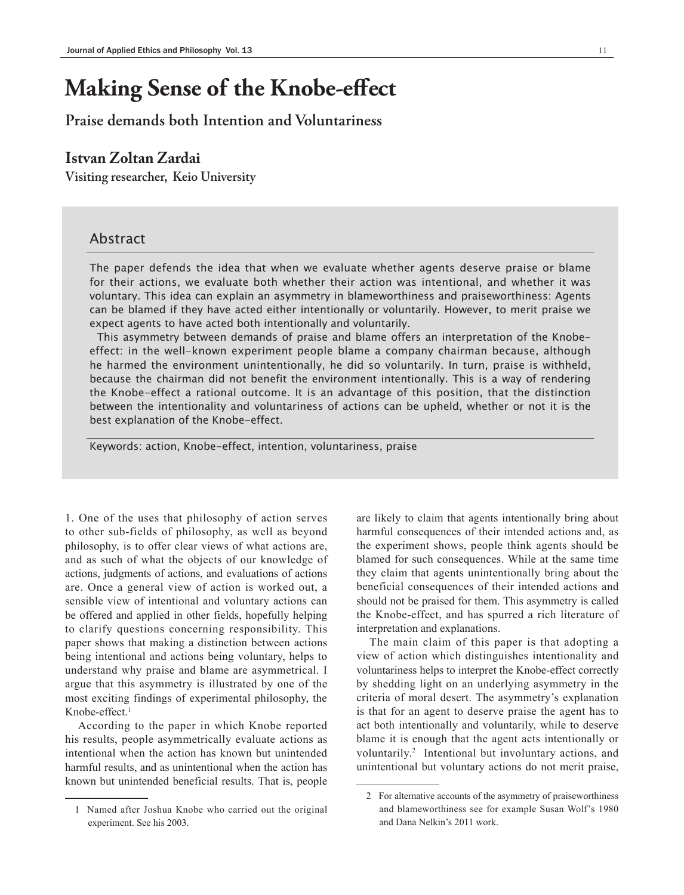# Making Sense of the Knobe-effect

## Praise demands both Intention and Voluntariness

### Istvan Zoltan Zardai

**Visiting researcher, Keio University**

## Abstract

The paper defends the idea that when we evaluate whether agents deserve praise or blame for their actions, we evaluate both whether their action was intentional, and whether it was voluntary. This idea can explain an asymmetry in blameworthiness and praiseworthiness: Agents can be blamed if they have acted either intentionally or voluntarily. However, to merit praise we expect agents to have acted both intentionally and voluntarily.

This asymmetry between demands of praise and blame offers an interpretation of the Knobe-effect: in the well-known experiment people blame a company chairman because, although he harmed the environment unintentionally, he did so voluntarily. In turn, praise is withheld, because the chairman did not benefit the environment intentionally. This is a way of rendering the Knobe-effect a rational outcome. It is an advantage of this position, that the distinction between the intentionality and voluntariness of actions can be upheld, whether or not it is the best explanation of the Knobe-effect.

Keywords: action, Knobe-effect, intention, voluntariness, praise

1. One of the uses that philosophy of action serves to other sub-fields of philosophy, as well as beyond philosophy, is to offer clear views of what actions are, and as such of what the objects of our knowledge of actions, judgments of actions, and evaluations of actions are. Once a general view of action is worked out, a sensible view of intentional and voluntary actions can be offered and applied in other fields, hopefully helping to clarify questions concerning responsibility. This paper shows that making a distinction between actions being intentional and actions being voluntary, helps to understand why praise and blame are asymmetrical. I argue that this asymmetry is illustrated by one of the most exciting findings of experimental philosophy, the Knobe-effect.[1]

According to the paper in which Knobe reported his results, people asymmetrically evaluate actions as intentional when the action has known but unintended harmful results, and as unintentional when the action has known but unintended beneficial results. That is, people are likely to claim that agents intentionally bring about harmful consequences of their intended actions and, as the experiment shows, people think agents should be blamed for such consequences. While at the same time they claim that agents unintentionally bring about the beneficial consequences of their intended actions and should not be praised for them. This asymmetry is called the Knobe-effect, and has spurred a rich literature of interpretation and explanations.

The main claim of this paper is that adopting a view of action which distinguishes intentionality and voluntariness helps to interpret the Knobe-effect correctly by shedding light on an underlying asymmetry in the criteria of moral desert. The asymmetry's explanation is that for an agent to deserve praise the agent has to act both intentionally and voluntarily, while to deserve blame it is enough that the agent acts intentionally or voluntarily.[2] Intentional but involuntary actions, and unintentional but voluntary actions do not merit praise,

[1] Named after Joshua Knobe who carried out the original experiment. See his 2003.

[2] For alternative accounts of the asymmetry of praiseworthiness and blameworthiness see for example Susan Wolf's 1980 and Dana Nelkin's 2011 work.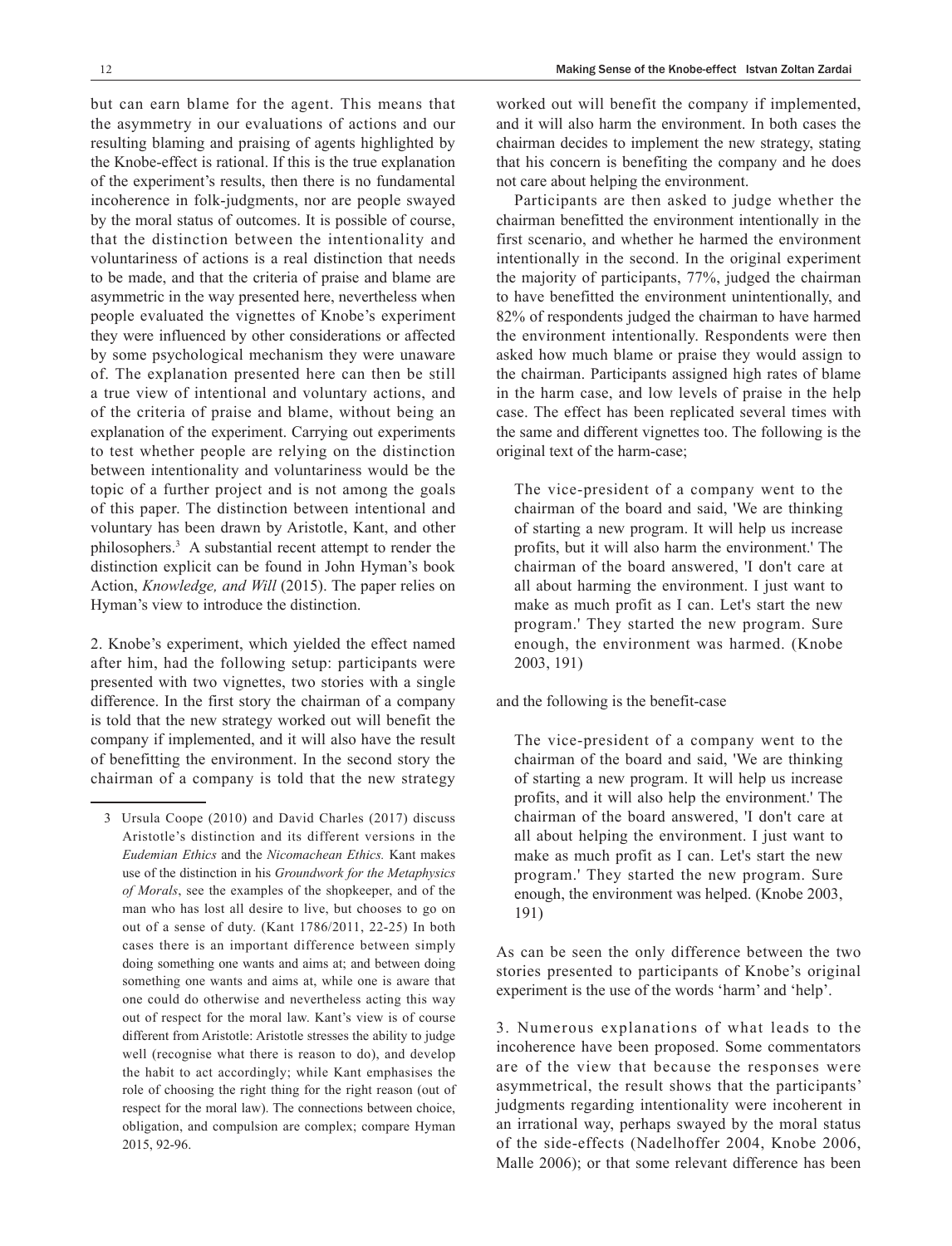but can earn blame for the agent. This means that the asymmetry in our evaluations of actions and our resulting blaming and praising of agents highlighted by the Knobe-effect is rational. If this is the true explanation of the experiment's results, then there is no fundamental incoherence in folk-judgments, nor are people swayed by the moral status of outcomes. It is possible of course, that the distinction between the intentionality and voluntariness of actions is a real distinction that needs to be made, and that the criteria of praise and blame are asymmetric in the way presented here, nevertheless when people evaluated the vignettes of Knobe's experiment they were influenced by other considerations or affected by some psychological mechanism they were unaware of. The explanation presented here can then be still a true view of intentional and voluntary actions, and of the criteria of praise and blame, without being an explanation of the experiment. Carrying out experiments to test whether people are relying on the distinction between intentionality and voluntariness would be the topic of a further project and is not among the goals of this paper. The distinction between intentional and voluntary has been drawn by Aristotle, Kant, and other philosophers.[3] A substantial recent attempt to render the distinction explicit can be found in John Hyman's book Action, *Knowledge, and Will* (2015). The paper relies on Hyman's view to introduce the distinction.

2. Knobe's experiment, which yielded the effect named after him, had the following setup: participants were presented with two vignettes, two stories with a single difference. In the first story the chairman of a company is told that the new strategy worked out will benefit the company if implemented, and it will also have the result of benefitting the environment. In the second story the chairman of a company is told that the new strategy worked out will benefit the company if implemented, and it will also harm the environment. In both cases the chairman decides to implement the new strategy, stating that his concern is benefiting the company and he does not care about helping the environment.

Participants are then asked to judge whether the chairman benefitted the environment intentionally in the first scenario, and whether he harmed the environment intentionally in the second. In the original experiment the majority of participants, 77%, judged the chairman to have benefitted the environment unintentionally, and 82% of respondents judged the chairman to have harmed the environment intentionally. Respondents were then asked how much blame or praise they would assign to the chairman. Participants assigned high rates of blame in the harm case, and low levels of praise in the help case. The effect has been replicated several times with the same and different vignettes too. The following is the original text of the harm-case;

> The vice-president of a company went to the chairman of the board and said, 'We are thinking of starting a new program. It will help us increase profits, but it will also harm the environment.' The chairman of the board answered, 'I don't care at all about harming the environment. I just want to make as much profit as I can. Let's start the new program.' They started the new program. Sure enough, the environment was harmed. (Knobe 2003, 191)

and the following is the benefit-case

> The vice-president of a company went to the chairman of the board and said, 'We are thinking of starting a new program. It will help us increase profits, and it will also help the environment.' The chairman of the board answered, 'I don't care at all about helping the environment. I just want to make as much profit as I can. Let's start the new program.' They started the new program. Sure enough, the environment was helped. (Knobe 2003, 191)

As can be seen the only difference between the two stories presented to participants of Knobe's original experiment is the use of the words 'harm' and 'help'.

3. Numerous explanations of what leads to the incoherence have been proposed. Some commentators are of the view that because the responses were asymmetrical, the result shows that the participants' judgments regarding intentionality were incoherent in an irrational way, perhaps swayed by the moral status of the side-effects (Nadelhoffer 2004, Knobe 2006, Malle 2006); or that some relevant difference has been

---

3 Ursula Coope (2010) and David Charles (2017) discuss Aristotle's distinction and its different versions in the *Eudemian Ethics* and the *Nicomachean Ethics.* Kant makes use of the distinction in his *Groundwork for the Metaphysics of Morals*, see the examples of the shopkeeper, and of the man who has lost all desire to live, but chooses to go on out of a sense of duty. (Kant 1786/2011, 22-25) In both cases there is an important difference between simply doing something one wants and aims at; and between doing something one wants and aims at, while one is aware that one could do otherwise and nevertheless acting this way out of respect for the moral law. Kant's view is of course different from Aristotle: Aristotle stresses the ability to judge well (recognise what there is reason to do), and develop the habit to act accordingly; while Kant emphasises the role of choosing the right thing for the right reason (out of respect for the moral law). The connections between choice, obligation, and compulsion are complex; compare Hyman 2015, 92-96.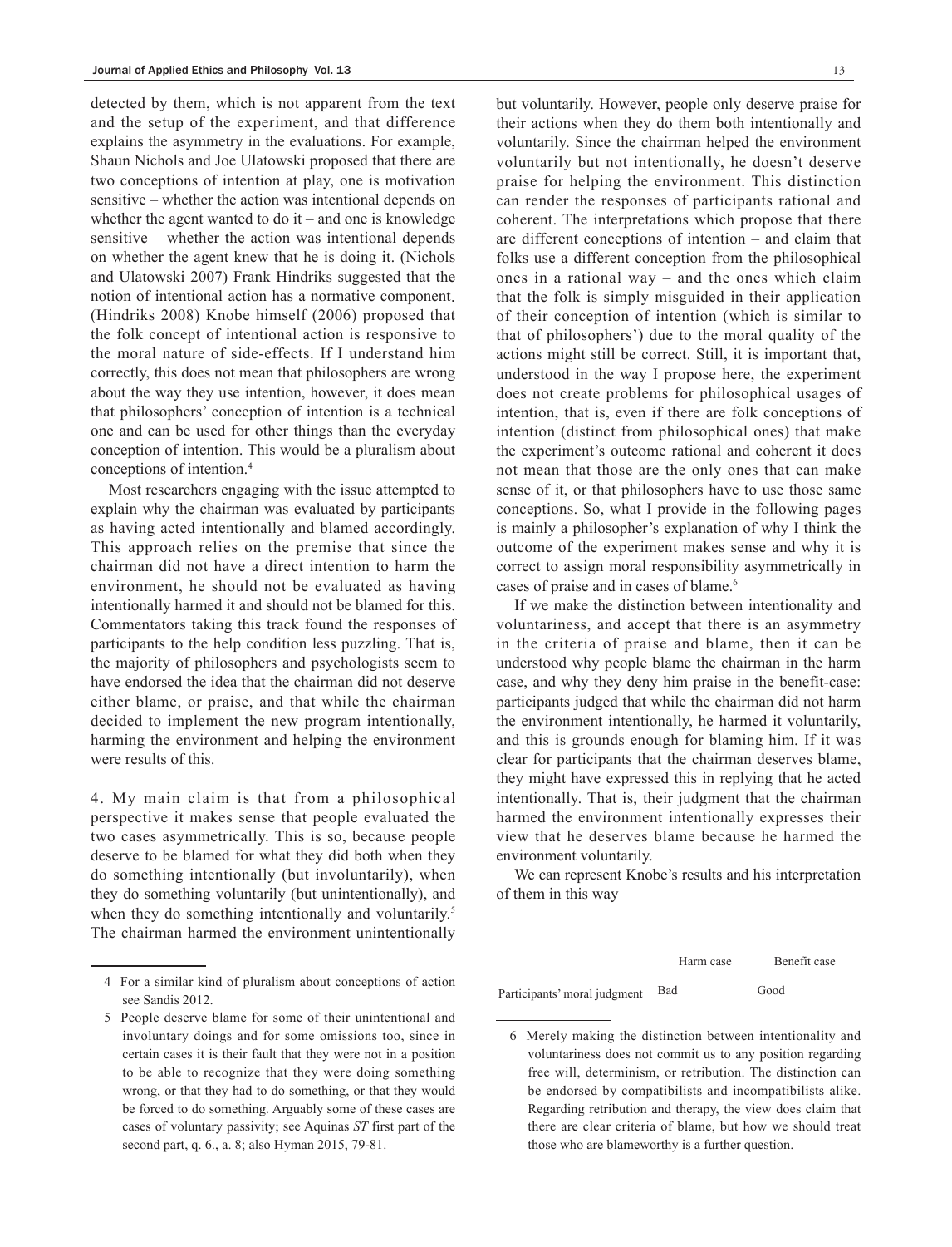detected by them, which is not apparent from the text and the setup of the experiment, and that difference explains the asymmetry in the evaluations. For example, Shaun Nichols and Joe Ulatowski proposed that there are two conceptions of intention at play, one is motivation sensitive – whether the action was intentional depends on whether the agent wanted to do it – and one is knowledge sensitive – whether the action was intentional depends on whether the agent knew that he is doing it. (Nichols and Ulatowski 2007) Frank Hindriks suggested that the notion of intentional action has a normative component. (Hindriks 2008) Knobe himself (2006) proposed that the folk concept of intentional action is responsive to the moral nature of side-effects. If I understand him correctly, this does not mean that philosophers are wrong about the way they use intention, however, it does mean that philosophers' conception of intention is a technical one and can be used for other things than the everyday conception of intention. This would be a pluralism about conceptions of intention.[4]

Most researchers engaging with the issue attempted to explain why the chairman was evaluated by participants as having acted intentionally and blamed accordingly. This approach relies on the premise that since the chairman did not have a direct intention to harm the environment, he should not be evaluated as having intentionally harmed it and should not be blamed for this. Commentators taking this track found the responses of participants to the help condition less puzzling. That is, the majority of philosophers and psychologists seem to have endorsed the idea that the chairman did not deserve either blame, or praise, and that while the chairman decided to implement the new program intentionally, harming the environment and helping the environment were results of this.

4. My main claim is that from a philosophical perspective it makes sense that people evaluated the two cases asymmetrically. This is so, because people deserve to be blamed for what they did both when they do something intentionally (but involuntarily), when they do something voluntarily (but unintentionally), and when they do something intentionally and voluntarily.[5] The chairman harmed the environment unintentionally but voluntarily. However, people only deserve praise for their actions when they do them both intentionally and voluntarily. Since the chairman helped the environment voluntarily but not intentionally, he doesn't deserve praise for helping the environment. This distinction can render the responses of participants rational and coherent. The interpretations which propose that there are different conceptions of intention – and claim that folks use a different conception from the philosophical ones in a rational way – and the ones which claim that the folk is simply misguided in their application of their conception of intention (which is similar to that of philosophers') due to the moral quality of the actions might still be correct. Still, it is important that, understood in the way I propose here, the experiment does not create problems for philosophical usages of intention, that is, even if there are folk conceptions of intention (distinct from philosophical ones) that make the experiment's outcome rational and coherent it does not mean that those are the only ones that can make sense of it, or that philosophers have to use those same conceptions. So, what I provide in the following pages is mainly a philosopher's explanation of why I think the outcome of the experiment makes sense and why it is correct to assign moral responsibility asymmetrically in cases of praise and in cases of blame.[6]

If we make the distinction between intentionality and voluntariness, and accept that there is an asymmetry in the criteria of praise and blame, then it can be understood why people blame the chairman in the harm case, and why they deny him praise in the benefit-case: participants judged that while the chairman did not harm the environment intentionally, he harmed it voluntarily, and this is grounds enough for blaming him. If it was clear for participants that the chairman deserves blame, they might have expressed this in replying that he acted intentionally. That is, their judgment that the chairman harmed the environment intentionally expresses their view that he deserves blame because he harmed the environment voluntarily.

We can represent Knobe's results and his interpretation of them in this way

| | Harm case | Benefit case |
|---|---|---|
| Participants' moral judgment | Bad | Good |

4 For a similar kind of pluralism about conceptions of action see Sandis 2012.

5 People deserve blame for some of their unintentional and involuntary doings and for some omissions too, since in certain cases it is their fault that they were not in a position to be able to recognize that they were doing something wrong, or that they had to do something, or that they would be forced to do something. Arguably some of these cases are cases of voluntary passivity; see Aquinas *ST* first part of the second part, q. 6., a. 8; also Hyman 2015, 79-81.

6 Merely making the distinction between intentionality and voluntariness does not commit us to any position regarding free will, determinism, or retribution. The distinction can be endorsed by compatibilists and incompatibilists alike. Regarding retribution and therapy, the view does claim that there are clear criteria of blame, but how we should treat those who are blameworthy is a further question.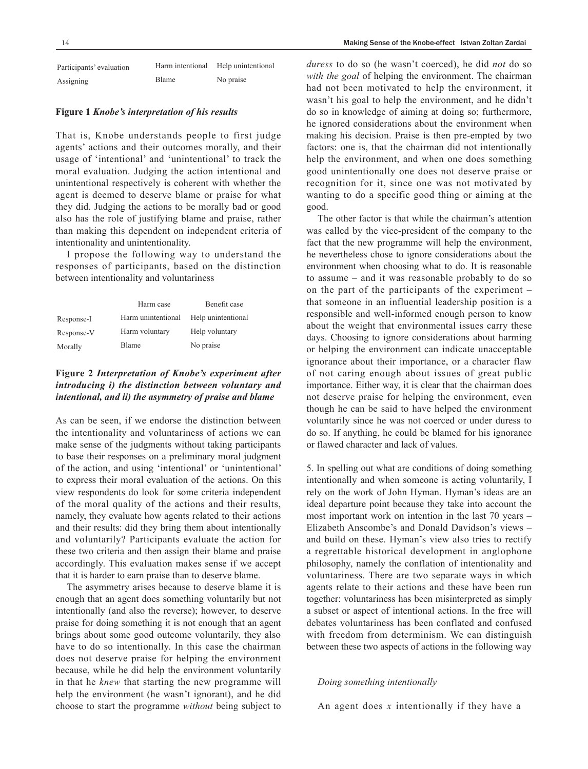| Participants' evaluation | Harm intentional | Help unintentional |
|---|---|---|
| Assigning | Blame | No praise |

**Figure 1** ***Knobe's interpretation of his results***

That is, Knobe understands people to first judge agents' actions and their outcomes morally, and their usage of 'intentional' and 'unintentional' to track the moral evaluation. Judging the action intentional and unintentional respectively is coherent with whether the agent is deemed to deserve blame or praise for what they did. Judging the actions to be morally bad or good also has the role of justifying blame and praise, rather than making this dependent on independent criteria of intentionality and unintentionality.

I propose the following way to understand the responses of participants, based on the distinction between intentionality and voluntariness

| | Harm case | Benefit case |
|---|---|---|
| Response-I | Harm unintentional | Help unintentional |
| Response-V | Harm voluntary | Help voluntary |
| Morally | Blame | No praise |

**Figure 2** ***Interpretation of Knobe's experiment after introducing i) the distinction between voluntary and intentional, and ii) the asymmetry of praise and blame***

As can be seen, if we endorse the distinction between the intentionality and voluntariness of actions we can make sense of the judgments without taking participants to base their responses on a preliminary moral judgment of the action, and using 'intentional' or 'unintentional' to express their moral evaluation of the actions. On this view respondents do look for some criteria independent of the moral quality of the actions and their results, namely, they evaluate how agents related to their actions and their results: did they bring them about intentionally and voluntarily? Participants evaluate the action for these two criteria and then assign their blame and praise accordingly. This evaluation makes sense if we accept that it is harder to earn praise than to deserve blame.

The asymmetry arises because to deserve blame it is enough that an agent does something voluntarily but not intentionally (and also the reverse); however, to deserve praise for doing something it is not enough that an agent brings about some good outcome voluntarily, they also have to do so intentionally. In this case the chairman does not deserve praise for helping the environment because, while he did help the environment voluntarily in that he *knew* that starting the new programme will help the environment (he wasn't ignorant), and he did choose to start the programme *without* being subject to *duress* to do so (he wasn't coerced), he did *not* do so *with the goal* of helping the environment. The chairman had not been motivated to help the environment, it wasn't his goal to help the environment, and he didn't do so in knowledge of aiming at doing so; furthermore, he ignored considerations about the environment when making his decision. Praise is then pre-empted by two factors: one is, that the chairman did not intentionally help the environment, and when one does something good unintentionally one does not deserve praise or recognition for it, since one was not motivated by wanting to do a specific good thing or aiming at the good.

The other factor is that while the chairman's attention was called by the vice-president of the company to the fact that the new programme will help the environment, he nevertheless chose to ignore considerations about the environment when choosing what to do. It is reasonable to assume – and it was reasonable probably to do so on the part of the participants of the experiment – that someone in an influential leadership position is a responsible and well-informed enough person to know about the weight that environmental issues carry these days. Choosing to ignore considerations about harming or helping the environment can indicate unacceptable ignorance about their importance, or a character flaw of not caring enough about issues of great public importance. Either way, it is clear that the chairman does not deserve praise for helping the environment, even though he can be said to have helped the environment voluntarily since he was not coerced or under duress to do so. If anything, he could be blamed for his ignorance or flawed character and lack of values.

5. In spelling out what are conditions of doing something intentionally and when someone is acting voluntarily, I rely on the work of John Hyman. Hyman's ideas are an ideal departure point because they take into account the most important work on intention in the last 70 years – Elizabeth Anscombe's and Donald Davidson's views – and build on these. Hyman's view also tries to rectify a regrettable historical development in anglophone philosophy, namely the conflation of intentionality and voluntariness. There are two separate ways in which agents relate to their actions and these have been run together: voluntariness has been misinterpreted as simply a subset or aspect of intentional actions. In the free will debates voluntariness has been conflated and confused with freedom from determinism. We can distinguish between these two aspects of actions in the following way

*Doing something intentionally*

An agent does *x* intentionally if they have a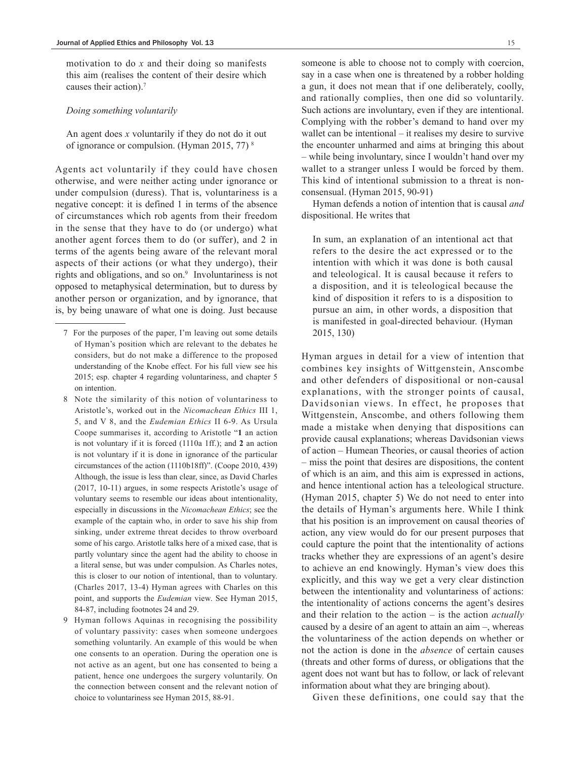motivation to do *x* and their doing so manifests this aim (realises the content of their desire which causes their action).[7]

*Doing something voluntarily*

An agent does *x* voluntarily if they do not do it out of ignorance or compulsion. (Hyman 2015, 77) [8]

Agents act voluntarily if they could have chosen otherwise, and were neither acting under ignorance or under compulsion (duress). That is, voluntariness is a negative concept: it is defined 1 in terms of the absence of circumstances which rob agents from their freedom in the sense that they have to do (or undergo) what another agent forces them to do (or suffer), and 2 in terms of the agents being aware of the relevant moral aspects of their actions (or what they undergo), their rights and obligations, and so on.[9] Involuntariness is not opposed to metaphysical determination, but to duress by another person or organization, and by ignorance, that is, by being unaware of what one is doing. Just because someone is able to choose not to comply with coercion, say in a case when one is threatened by a robber holding a gun, it does not mean that if one deliberately, coolly, and rationally complies, then one did so voluntarily. Such actions are involuntary, even if they are intentional. Complying with the robber's demand to hand over my wallet can be intentional – it realises my desire to survive the encounter unharmed and aims at bringing this about – while being involuntary, since I wouldn't hand over my wallet to a stranger unless I would be forced by them. This kind of intentional submission to a threat is non-consensual. (Hyman 2015, 90-91)

Hyman defends a notion of intention that is causal *and* dispositional. He writes that

> In sum, an explanation of an intentional act that refers to the desire the act expressed or to the intention with which it was done is both causal and teleological. It is causal because it refers to a disposition, and it is teleological because the kind of disposition it refers to is a disposition to pursue an aim, in other words, a disposition that is manifested in goal-directed behaviour. (Hyman 2015, 130)

Hyman argues in detail for a view of intention that combines key insights of Wittgenstein, Anscombe and other defenders of dispositional or non-causal explanations, with the stronger points of causal, Davidsonian views. In effect, he proposes that Wittgenstein, Anscombe, and others following them made a mistake when denying that dispositions can provide causal explanations; whereas Davidsonian views of action – Humean Theories, or causal theories of action – miss the point that desires are dispositions, the content of which is an aim, and this aim is expressed in actions, and hence intentional action has a teleological structure. (Hyman 2015, chapter 5) We do not need to enter into the details of Hyman's arguments here. While I think that his position is an improvement on causal theories of action, any view would do for our present purposes that could capture the point that the intentionality of actions tracks whether they are expressions of an agent's desire to achieve an end knowingly. Hyman's view does this explicitly, and this way we get a very clear distinction between the intentionality and voluntariness of actions: the intentionality of actions concerns the agent's desires and their relation to the action – is the action *actually* caused by a desire of an agent to attain an aim –, whereas the voluntariness of the action depends on whether or not the action is done in the *absence* of certain causes (threats and other forms of duress, or obligations that the agent does not want but has to follow, or lack of relevant information about what they are bringing about).

Given these definitions, one could say that the

---

7 For the purposes of the paper, I'm leaving out some details of Hyman's position which are relevant to the debates he considers, but do not make a difference to the proposed understanding of the Knobe effect. For his full view see his 2015; esp. chapter 4 regarding voluntariness, and chapter 5 on intention.

8 Note the similarity of this notion of voluntariness to Aristotle's, worked out in the *Nicomachean Ethics* III 1, 5, and V 8, and the *Eudemian Ethics* II 6-9. As Ursula Coope summarises it, according to Aristotle "**1** an action is not voluntary if it is forced (1110a 1ff.); and **2** an action is not voluntary if it is done in ignorance of the particular circumstances of the action (1110b18ff)". (Coope 2010, 439) Although, the issue is less than clear, since, as David Charles (2017, 10-11) argues, in some respects Aristotle's usage of voluntary seems to resemble our ideas about intentionality, especially in discussions in the *Nicomachean Ethics*; see the example of the captain who, in order to save his ship from sinking, under extreme threat decides to throw overboard some of his cargo. Aristotle talks here of a mixed case, that is partly voluntary since the agent had the ability to choose in a literal sense, but was under compulsion. As Charles notes, this is closer to our notion of intentional, than to voluntary. (Charles 2017, 13-4) Hyman agrees with Charles on this point, and supports the *Eudemian* view. See Hyman 2015, 84-87, including footnotes 24 and 29.

9 Hyman follows Aquinas in recognising the possibility of voluntary passivity: cases when someone undergoes something voluntarily. An example of this would be when one consents to an operation. During the operation one is not active as an agent, but one has consented to being a patient, hence one undergoes the surgery voluntarily. On the connection between consent and the relevant notion of choice to voluntariness see Hyman 2015, 88-91.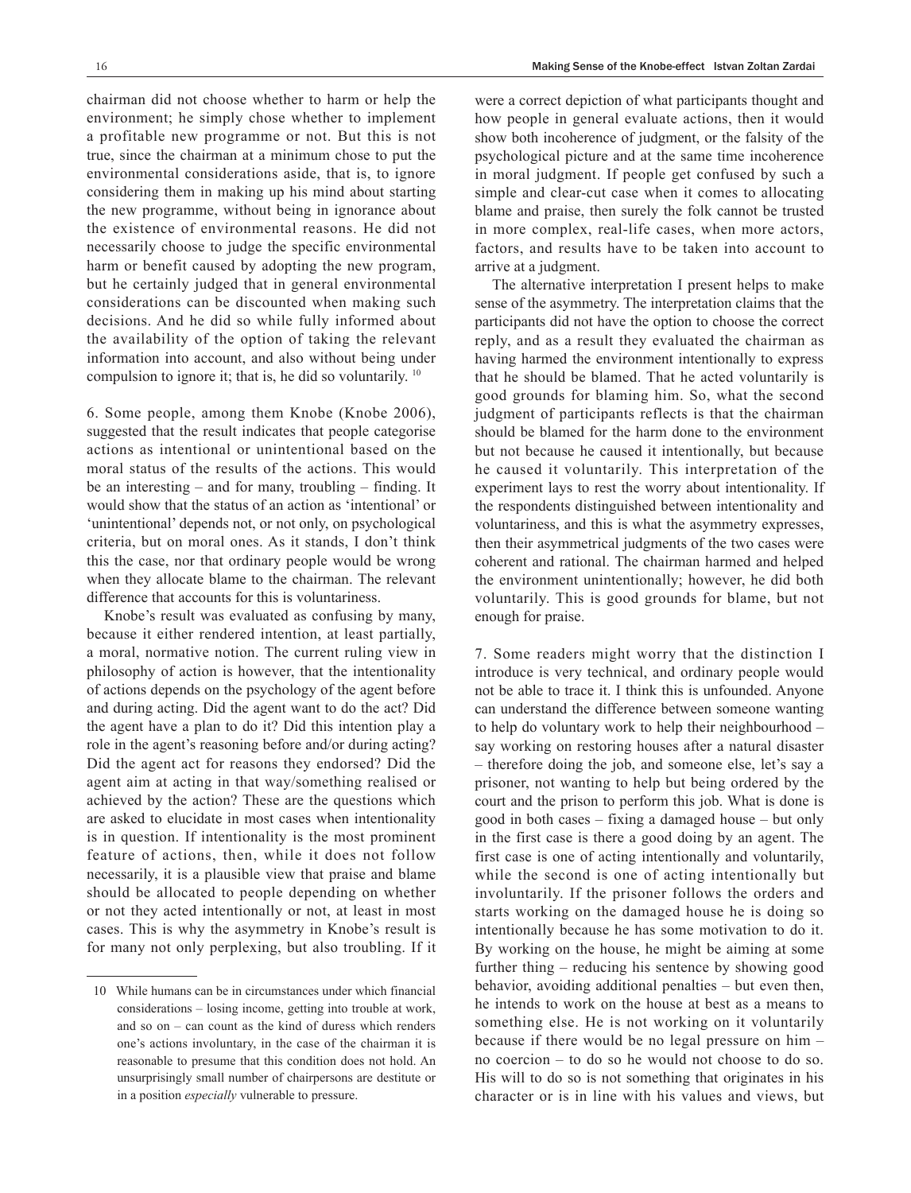chairman did not choose whether to harm or help the environment; he simply chose whether to implement a profitable new programme or not. But this is not true, since the chairman at a minimum chose to put the environmental considerations aside, that is, to ignore considering them in making up his mind about starting the new programme, without being in ignorance about the existence of environmental reasons. He did not necessarily choose to judge the specific environmental harm or benefit caused by adopting the new program, but he certainly judged that in general environmental considerations can be discounted when making such decisions. And he did so while fully informed about the availability of the option of taking the relevant information into account, and also without being under compulsion to ignore it; that is, he did so voluntarily. [10]

6. Some people, among them Knobe (Knobe 2006), suggested that the result indicates that people categorise actions as intentional or unintentional based on the moral status of the results of the actions. This would be an interesting – and for many, troubling – finding. It would show that the status of an action as 'intentional' or 'unintentional' depends not, or not only, on psychological criteria, but on moral ones. As it stands, I don't think this the case, nor that ordinary people would be wrong when they allocate blame to the chairman. The relevant difference that accounts for this is voluntariness.

Knobe's result was evaluated as confusing by many, because it either rendered intention, at least partially, a moral, normative notion. The current ruling view in philosophy of action is however, that the intentionality of actions depends on the psychology of the agent before and during acting. Did the agent want to do the act? Did the agent have a plan to do it? Did this intention play a role in the agent's reasoning before and/or during acting? Did the agent act for reasons they endorsed? Did the agent aim at acting in that way/something realised or achieved by the action? These are the questions which are asked to elucidate in most cases when intentionality is in question. If intentionality is the most prominent feature of actions, then, while it does not follow necessarily, it is a plausible view that praise and blame should be allocated to people depending on whether or not they acted intentionally or not, at least in most cases. This is why the asymmetry in Knobe's result is for many not only perplexing, but also troubling. If it were a correct depiction of what participants thought and how people in general evaluate actions, then it would show both incoherence of judgment, or the falsity of the psychological picture and at the same time incoherence in moral judgment. If people get confused by such a simple and clear-cut case when it comes to allocating blame and praise, then surely the folk cannot be trusted in more complex, real-life cases, when more actors, factors, and results have to be taken into account to arrive at a judgment.

The alternative interpretation I present helps to make sense of the asymmetry. The interpretation claims that the participants did not have the option to choose the correct reply, and as a result they evaluated the chairman as having harmed the environment intentionally to express that he should be blamed. That he acted voluntarily is good grounds for blaming him. So, what the second judgment of participants reflects is that the chairman should be blamed for the harm done to the environment but not because he caused it intentionally, but because he caused it voluntarily. This interpretation of the experiment lays to rest the worry about intentionality. If the respondents distinguished between intentionality and voluntariness, and this is what the asymmetry expresses, then their asymmetrical judgments of the two cases were coherent and rational. The chairman harmed and helped the environment unintentionally; however, he did both voluntarily. This is good grounds for blame, but not enough for praise.

7. Some readers might worry that the distinction I introduce is very technical, and ordinary people would not be able to trace it. I think this is unfounded. Anyone can understand the difference between someone wanting to help do voluntary work to help their neighbourhood – say working on restoring houses after a natural disaster – therefore doing the job, and someone else, let's say a prisoner, not wanting to help but being ordered by the court and the prison to perform this job. What is done is good in both cases – fixing a damaged house – but only in the first case is there a good doing by an agent. The first case is one of acting intentionally and voluntarily, while the second is one of acting intentionally but involuntarily. If the prisoner follows the orders and starts working on the damaged house he is doing so intentionally because he has some motivation to do it. By working on the house, he might be aiming at some further thing – reducing his sentence by showing good behavior, avoiding additional penalties – but even then, he intends to work on the house at best as a means to something else. He is not working on it voluntarily because if there would be no legal pressure on him – no coercion – to do so he would not choose to do so. His will to do so is not something that originates in his character or is in line with his values and views, but

---

10 While humans can be in circumstances under which financial considerations – losing income, getting into trouble at work, and so on – can count as the kind of duress which renders one's actions involuntary, in the case of the chairman it is reasonable to presume that this condition does not hold. An unsurprisingly small number of chairpersons are destitute or in a position *especially* vulnerable to pressure.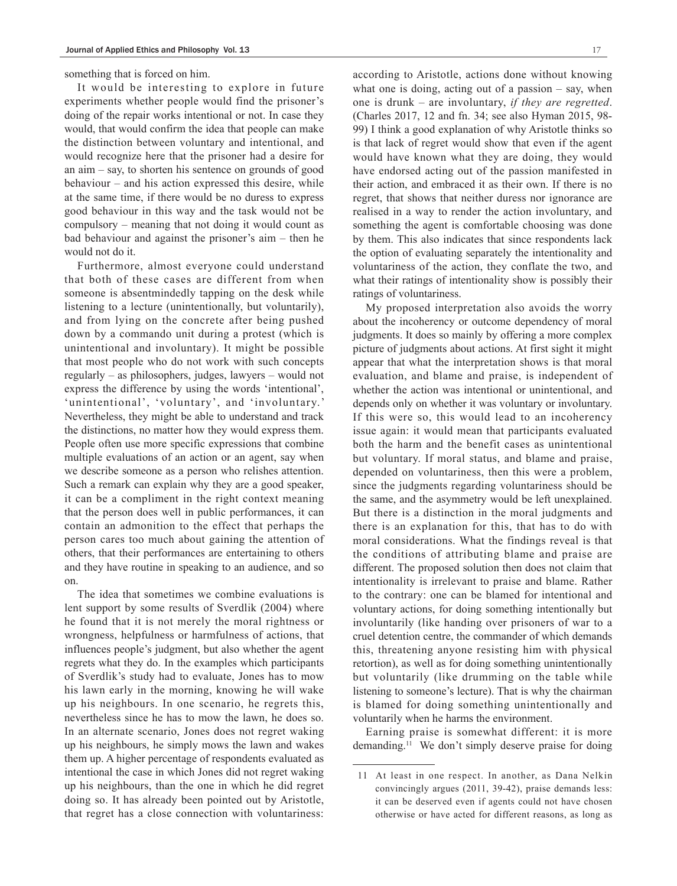something that is forced on him.

It would be interesting to explore in future experiments whether people would find the prisoner's doing of the repair works intentional or not. In case they would, that would confirm the idea that people can make the distinction between voluntary and intentional, and would recognize here that the prisoner had a desire for an aim – say, to shorten his sentence on grounds of good behaviour – and his action expressed this desire, while at the same time, if there would be no duress to express good behaviour in this way and the task would not be compulsory – meaning that not doing it would count as bad behaviour and against the prisoner's aim – then he would not do it.

Furthermore, almost everyone could understand that both of these cases are different from when someone is absentmindedly tapping on the desk while listening to a lecture (unintentionally, but voluntarily), and from lying on the concrete after being pushed down by a commando unit during a protest (which is unintentional and involuntary). It might be possible that most people who do not work with such concepts regularly – as philosophers, judges, lawyers – would not express the difference by using the words 'intentional', 'unintentional', 'voluntary', and 'involuntary.' Nevertheless, they might be able to understand and track the distinctions, no matter how they would express them. People often use more specific expressions that combine multiple evaluations of an action or an agent, say when we describe someone as a person who relishes attention. Such a remark can explain why they are a good speaker, it can be a compliment in the right context meaning that the person does well in public performances, it can contain an admonition to the effect that perhaps the person cares too much about gaining the attention of others, that their performances are entertaining to others and they have routine in speaking to an audience, and so on.

The idea that sometimes we combine evaluations is lent support by some results of Sverdlik (2004) where he found that it is not merely the moral rightness or wrongness, helpfulness or harmfulness of actions, that influences people's judgment, but also whether the agent regrets what they do. In the examples which participants of Sverdlik's study had to evaluate, Jones has to mow his lawn early in the morning, knowing he will wake up his neighbours. In one scenario, he regrets this, nevertheless since he has to mow the lawn, he does so. In an alternate scenario, Jones does not regret waking up his neighbours, he simply mows the lawn and wakes them up. A higher percentage of respondents evaluated as intentional the case in which Jones did not regret waking up his neighbours, than the one in which he did regret doing so. It has already been pointed out by Aristotle, that regret has a close connection with voluntariness: according to Aristotle, actions done without knowing what one is doing, acting out of a passion – say, when one is drunk – are involuntary, *if they are regretted*. (Charles 2017, 12 and fn. 34; see also Hyman 2015, 98-99) I think a good explanation of why Aristotle thinks so is that lack of regret would show that even if the agent would have known what they are doing, they would have endorsed acting out of the passion manifested in their action, and embraced it as their own. If there is no regret, that shows that neither duress nor ignorance are realised in a way to render the action involuntary, and something the agent is comfortable choosing was done by them. This also indicates that since respondents lack the option of evaluating separately the intentionality and voluntariness of the action, they conflate the two, and what their ratings of intentionality show is possibly their ratings of voluntariness.

My proposed interpretation also avoids the worry about the incoherency or outcome dependency of moral judgments. It does so mainly by offering a more complex picture of judgments about actions. At first sight it might appear that what the interpretation shows is that moral evaluation, and blame and praise, is independent of whether the action was intentional or unintentional, and depends only on whether it was voluntary or involuntary. If this were so, this would lead to an incoherency issue again: it would mean that participants evaluated both the harm and the benefit cases as unintentional but voluntary. If moral status, and blame and praise, depended on voluntariness, then this were a problem, since the judgments regarding voluntariness should be the same, and the asymmetry would be left unexplained. But there is a distinction in the moral judgments and there is an explanation for this, that has to do with moral considerations. What the findings reveal is that the conditions of attributing blame and praise are different. The proposed solution then does not claim that intentionality is irrelevant to praise and blame. Rather to the contrary: one can be blamed for intentional and voluntary actions, for doing something intentionally but involuntarily (like handing over prisoners of war to a cruel detention centre, the commander of which demands this, threatening anyone resisting him with physical retortion), as well as for doing something unintentionally but voluntarily (like drumming on the table while listening to someone's lecture). That is why the chairman is blamed for doing something unintentionally and voluntarily when he harms the environment.

Earning praise is somewhat different: it is more demanding.[11] We don't simply deserve praise for doing

[11] At least in one respect. In another, as Dana Nelkin convincingly argues (2011, 39-42), praise demands less: it can be deserved even if agents could not have chosen otherwise or have acted for different reasons, as long as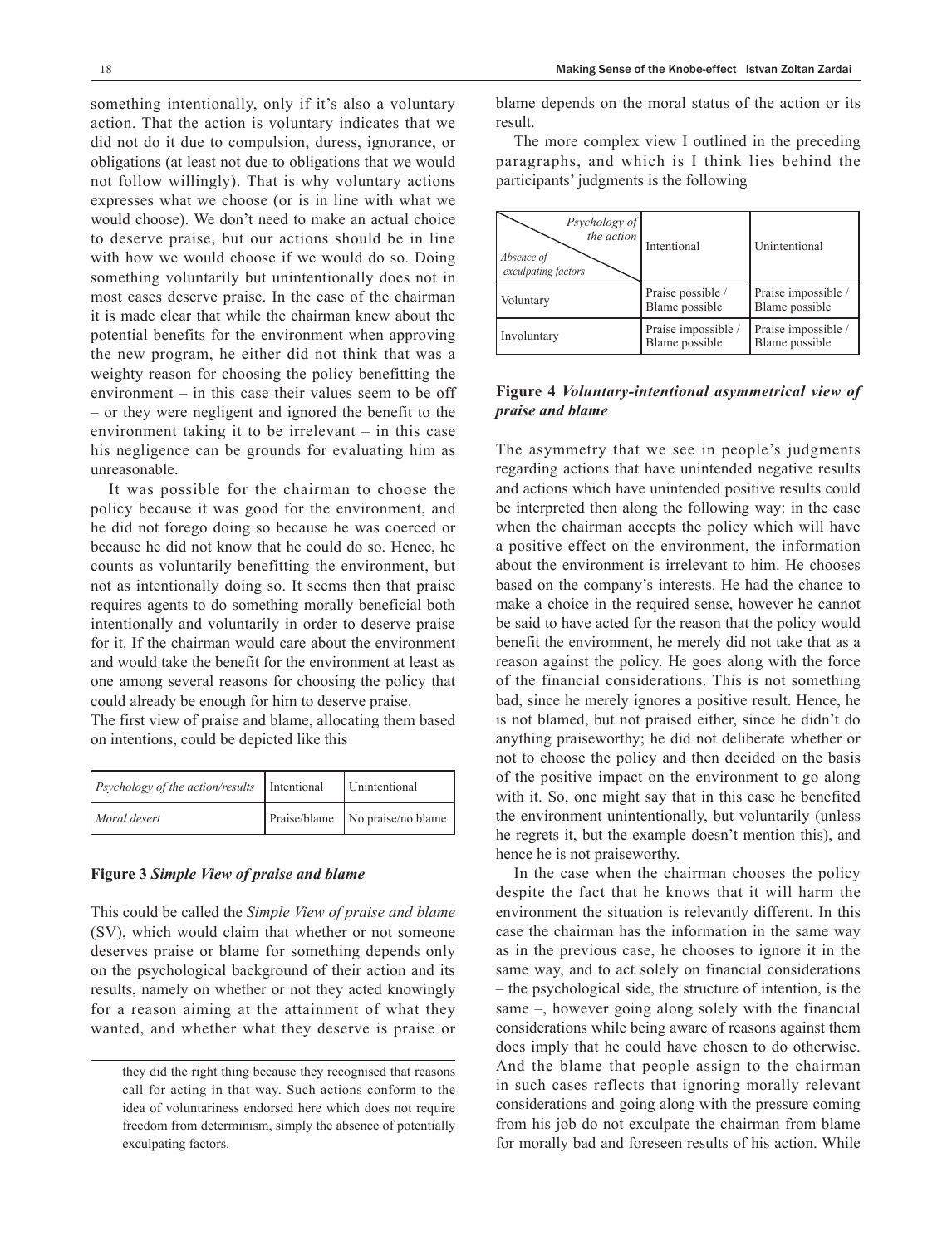something intentionally, only if it's also a voluntary action. That the action is voluntary indicates that we did not do it due to compulsion, duress, ignorance, or obligations (at least not due to obligations that we would not follow willingly). That is why voluntary actions expresses what we choose (or is in line with what we would choose). We don't need to make an actual choice to deserve praise, but our actions should be in line with how we would choose if we would do so. Doing something voluntarily but unintentionally does not in most cases deserve praise. In the case of the chairman it is made clear that while the chairman knew about the potential benefits for the environment when approving the new program, he either did not think that was a weighty reason for choosing the policy benefitting the environment – in this case their values seem to be off – or they were negligent and ignored the benefit to the environment taking it to be irrelevant – in this case his negligence can be grounds for evaluating him as unreasonable.

It was possible for the chairman to choose the policy because it was good for the environment, and he did not forego doing so because he was coerced or because he did not know that he could do so. Hence, he counts as voluntarily benefitting the environment, but not as intentionally doing so. It seems then that praise requires agents to do something morally beneficial both intentionally and voluntarily in order to deserve praise for it. If the chairman would care about the environment and would take the benefit for the environment at least as one among several reasons for choosing the policy that could already be enough for him to deserve praise.

The first view of praise and blame, allocating them based on intentions, could be depicted like this

| *Psychology of the action/results* | Intentional | Unintentional |
|---|---|---|
| *Moral desert* | Praise/blame | No praise/no blame |

**Figure 3** ***Simple View of praise and blame***

This could be called the *Simple View of praise and blame* (SV), which would claim that whether or not someone deserves praise or blame for something depends only on the psychological background of their action and its results, namely on whether or not they acted knowingly for a reason aiming at the attainment of what they wanted, and whether what they deserve is praise or blame depends on the moral status of the action or its result.

The more complex view I outlined in the preceding paragraphs, and which is I think lies behind the participants' judgments is the following

| *Psychology of the action* / *Absence of exculpating factors* | Intentional | Unintentional |
|---|---|---|
| Voluntary | Praise possible / Blame possible | Praise impossible / Blame possible |
| Involuntary | Praise impossible / Blame possible | Praise impossible / Blame possible |

**Figure 4** ***Voluntary-intentional asymmetrical view of praise and blame***

The asymmetry that we see in people's judgments regarding actions that have unintended negative results and actions which have unintended positive results could be interpreted then along the following way: in the case when the chairman accepts the policy which will have a positive effect on the environment, the information about the environment is irrelevant to him. He chooses based on the company's interests. He had the chance to make a choice in the required sense, however he cannot be said to have acted for the reason that the policy would benefit the environment, he merely did not take that as a reason against the policy. He goes along with the force of the financial considerations. This is not something bad, since he merely ignores a positive result. Hence, he is not blamed, but not praised either, since he didn't do anything praiseworthy; he did not deliberate whether or not to choose the policy and then decided on the basis of the positive impact on the environment to go along with it. So, one might say that in this case he benefited the environment unintentionally, but voluntarily (unless he regrets it, but the example doesn't mention this), and hence he is not praiseworthy.

In the case when the chairman chooses the policy despite the fact that he knows that it will harm the environment the situation is relevantly different. In this case the chairman has the information in the same way as in the previous case, he chooses to ignore it in the same way, and to act solely on financial considerations – the psychological side, the structure of intention, is the same –, however going along solely with the financial considerations while being aware of reasons against them does imply that he could have chosen to do otherwise. And the blame that people assign to the chairman in such cases reflects that ignoring morally relevant considerations and going along with the pressure coming from his job do not exculpate the chairman from blame for morally bad and foreseen results of his action. While

they did the right thing because they recognised that reasons call for acting in that way. Such actions conform to the idea of voluntariness endorsed here which does not require freedom from determinism, simply the absence of potentially exculpating factors.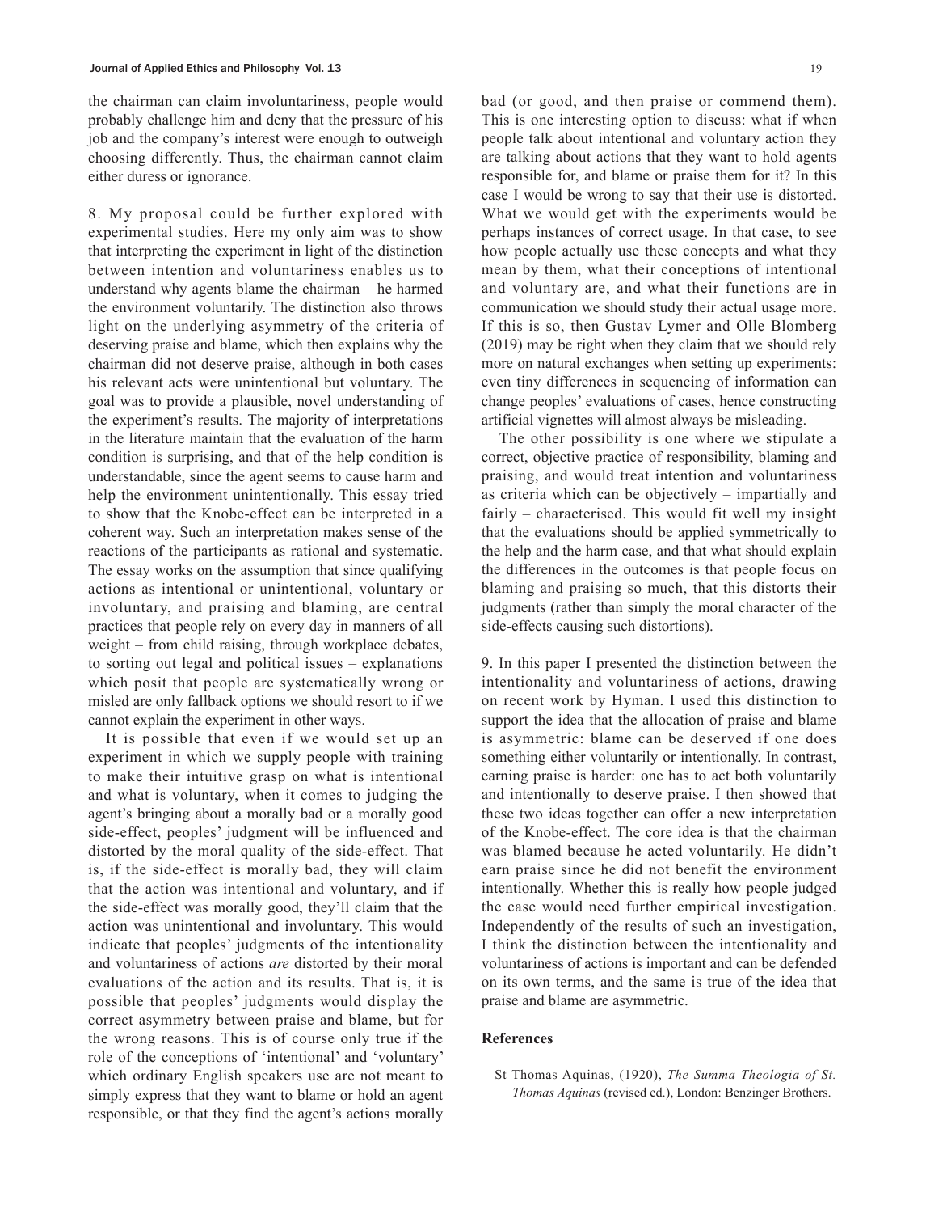the chairman can claim involuntariness, people would probably challenge him and deny that the pressure of his job and the company's interest were enough to outweigh choosing differently. Thus, the chairman cannot claim either duress or ignorance.

8. My proposal could be further explored with experimental studies. Here my only aim was to show that interpreting the experiment in light of the distinction between intention and voluntariness enables us to understand why agents blame the chairman – he harmed the environment voluntarily. The distinction also throws light on the underlying asymmetry of the criteria of deserving praise and blame, which then explains why the chairman did not deserve praise, although in both cases his relevant acts were unintentional but voluntary. The goal was to provide a plausible, novel understanding of the experiment's results. The majority of interpretations in the literature maintain that the evaluation of the harm condition is surprising, and that of the help condition is understandable, since the agent seems to cause harm and help the environment unintentionally. This essay tried to show that the Knobe-effect can be interpreted in a coherent way. Such an interpretation makes sense of the reactions of the participants as rational and systematic. The essay works on the assumption that since qualifying actions as intentional or unintentional, voluntary or involuntary, and praising and blaming, are central practices that people rely on every day in manners of all weight – from child raising, through workplace debates, to sorting out legal and political issues – explanations which posit that people are systematically wrong or misled are only fallback options we should resort to if we cannot explain the experiment in other ways.

It is possible that even if we would set up an experiment in which we supply people with training to make their intuitive grasp on what is intentional and what is voluntary, when it comes to judging the agent's bringing about a morally bad or a morally good side-effect, peoples' judgment will be influenced and distorted by the moral quality of the side-effect. That is, if the side-effect is morally bad, they will claim that the action was intentional and voluntary, and if the side-effect was morally good, they'll claim that the action was unintentional and involuntary. This would indicate that peoples' judgments of the intentionality and voluntariness of actions *are* distorted by their moral evaluations of the action and its results. That is, it is possible that peoples' judgments would display the correct asymmetry between praise and blame, but for the wrong reasons. This is of course only true if the role of the conceptions of 'intentional' and 'voluntary' which ordinary English speakers use are not meant to simply express that they want to blame or hold an agent responsible, or that they find the agent's actions morally bad (or good, and then praise or commend them). This is one interesting option to discuss: what if when people talk about intentional and voluntary action they are talking about actions that they want to hold agents responsible for, and blame or praise them for it? In this case I would be wrong to say that their use is distorted. What we would get with the experiments would be perhaps instances of correct usage. In that case, to see how people actually use these concepts and what they mean by them, what their conceptions of intentional and voluntary are, and what their functions are in communication we should study their actual usage more. If this is so, then Gustav Lymer and Olle Blomberg (2019) may be right when they claim that we should rely more on natural exchanges when setting up experiments: even tiny differences in sequencing of information can change peoples' evaluations of cases, hence constructing artificial vignettes will almost always be misleading.

The other possibility is one where we stipulate a correct, objective practice of responsibility, blaming and praising, and would treat intention and voluntariness as criteria which can be objectively – impartially and fairly – characterised. This would fit well my insight that the evaluations should be applied symmetrically to the help and the harm case, and that what should explain the differences in the outcomes is that people focus on blaming and praising so much, that this distorts their judgments (rather than simply the moral character of the side-effects causing such distortions).

9. In this paper I presented the distinction between the intentionality and voluntariness of actions, drawing on recent work by Hyman. I used this distinction to support the idea that the allocation of praise and blame is asymmetric: blame can be deserved if one does something either voluntarily or intentionally. In contrast, earning praise is harder: one has to act both voluntarily and intentionally to deserve praise. I then showed that these two ideas together can offer a new interpretation of the Knobe-effect. The core idea is that the chairman was blamed because he acted voluntarily. He didn't earn praise since he did not benefit the environment intentionally. Whether this is really how people judged the case would need further empirical investigation. Independently of the results of such an investigation, I think the distinction between the intentionality and voluntariness of actions is important and can be defended on its own terms, and the same is true of the idea that praise and blame are asymmetric.

## References

St Thomas Aquinas, (1920), *The Summa Theologia of St. Thomas Aquinas* (revised ed.), London: Benzinger Brothers.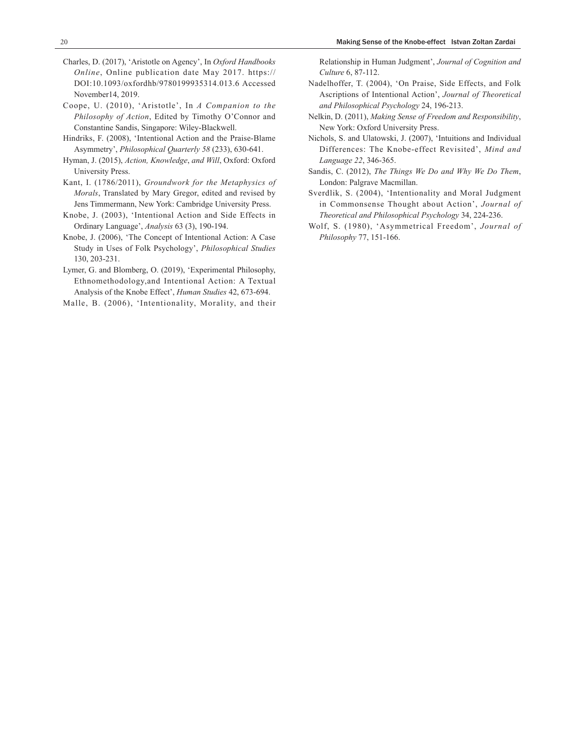Charles, D. (2017), 'Aristotle on Agency', In *Oxford Handbooks Online*, Online publication date May 2017. https:// DOI:10.1093/oxfordhb/9780199935314.013.6 Accessed November14, 2019.

Coope, U. (2010), 'Aristotle', In *A Companion to the Philosophy of Action*, Edited by Timothy O'Connor and Constantine Sandis, Singapore: Wiley-Blackwell.

Hindriks, F. (2008), 'Intentional Action and the Praise-Blame Asymmetry', *Philosophical Quarterly 58* (233), 630-641.

Hyman, J. (2015), *Action, Knowledge*, *and Will*, Oxford: Oxford University Press.

Kant, I. (1786/2011), *Groundwork for the Metaphysics of Morals*, Translated by Mary Gregor, edited and revised by Jens Timmermann, New York: Cambridge University Press.

Knobe, J. (2003), 'Intentional Action and Side Effects in Ordinary Language', *Analysis* 63 (3), 190-194.

Knobe, J. (2006), 'The Concept of Intentional Action: A Case Study in Uses of Folk Psychology', *Philosophical Studies* 130, 203-231.

Lymer, G. and Blomberg, O. (2019), 'Experimental Philosophy, Ethnomethodology,and Intentional Action: A Textual Analysis of the Knobe Effect', *Human Studies* 42, 673-694.

Malle, B. (2006), 'Intentionality, Morality, and their Relationship in Human Judgment', *Journal of Cognition and Culture* 6, 87-112.

Nadelhoffer, T. (2004), 'On Praise, Side Effects, and Folk Ascriptions of Intentional Action', *Journal of Theoretical and Philosophical Psychology* 24, 196-213.

Nelkin, D. (2011), *Making Sense of Freedom and Responsibility*, New York: Oxford University Press.

Nichols, S. and Ulatowski, J. (2007), 'Intuitions and Individual Differences: The Knobe-effect Revisited', *Mind and Language 22*, 346-365.

Sandis, C. (2012), *The Things We Do and Why We Do Them*, London: Palgrave Macmillan.

Sverdlik, S. (2004), 'Intentionality and Moral Judgment in Commonsense Thought about Action', *Journal of Theoretical and Philosophical Psychology* 34, 224-236.

Wolf, S. (1980), 'Asymmetrical Freedom', *Journal of Philosophy* 77, 151-166.